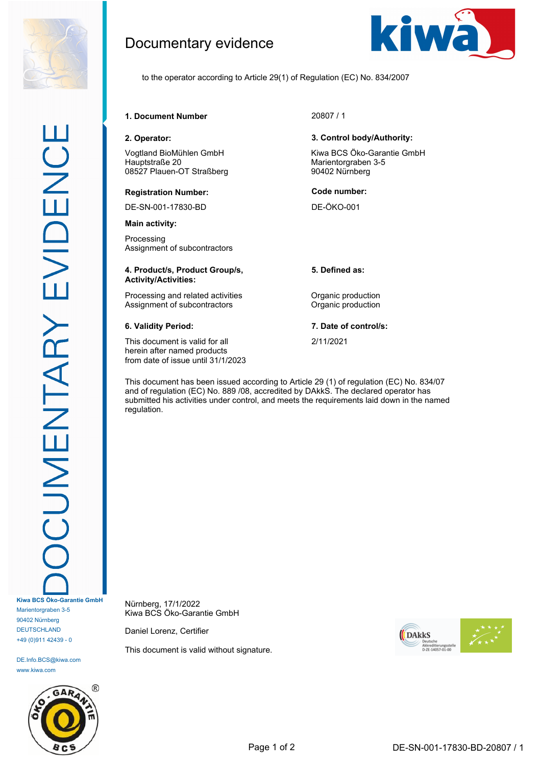# Documentary evidence

to the operator according to Article 29(1) of Regulation (EC) No. 834/2007

**1. Document Number**

20807 / 1

**2. Operator:**

Vogtland BioMühlen GmbH
Hauptstraße 20
08527 Plauen-OT Straßberg

**3. Control body/Authority:**

Kiwa BCS Öko-Garantie GmbH
Marientorgraben 3-5
90402 Nürnberg

**Registration Number:**

DE-SN-001-17830-BD

**Code number:**

DE-ÖKO-001

**Main activity:**

Processing
Assignment of subcontractors

| **4. Product/s, Product Group/s, Activity/Activities:** | **5. Defined as:** |
|---|---|
| Processing and related activities | Organic production |
| Assignment of subcontractors | Organic production |

**6. Validity Period:**

This document is valid for all herein after named products from date of issue until 31/1/2023

**7. Date of control/s:**

2/11/2021

This document has been issued according to Article 29 (1) of regulation (EC) No. 834/07 and of regulation (EC) No. 889 /08, accredited by DAkkS. The declared operator has submitted his activities under control, and meets the requirements laid down in the named regulation.

Nürnberg, 17/1/2022
Kiwa BCS Öko-Garantie GmbH

Daniel Lorenz, Certifier

This document is valid without signature.

**Kiwa BCS Öko-Garantie GmbH**
Marientorgraben 3-5
90402 Nürnberg
DEUTSCHLAND
+49 (0)911 42439 - 0

DE.Info.BCS@kiwa.com
www.kiwa.com

DE-SN-001-17830-BD-20807 / 1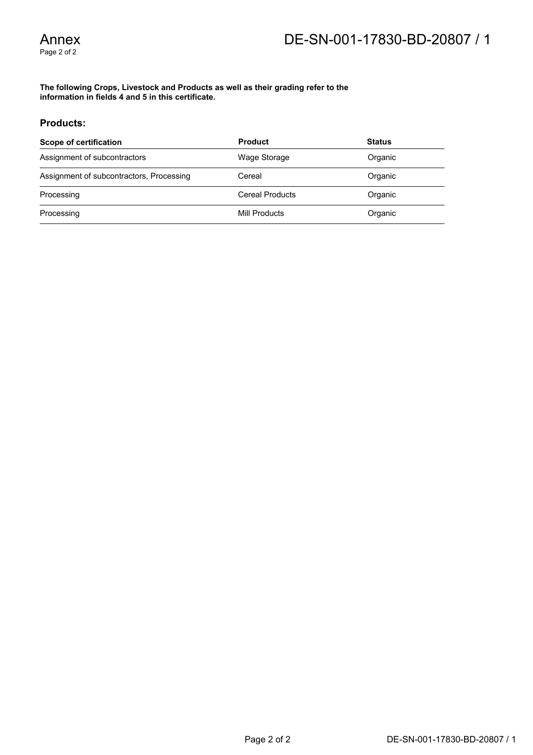# Annex

**The following Crops, Livestock and Products as well as their grading refer to the information in fields 4 and 5 in this certificate.**

## Products:

| Scope of certification | Product | Status |
| --- | --- | --- |
| Assignment of subcontractors | Wage Storage | Organic |
| Assignment of subcontractors, Processing | Cereal | Organic |
| Processing | Cereal Products | Organic |
| Processing | Mill Products | Organic |